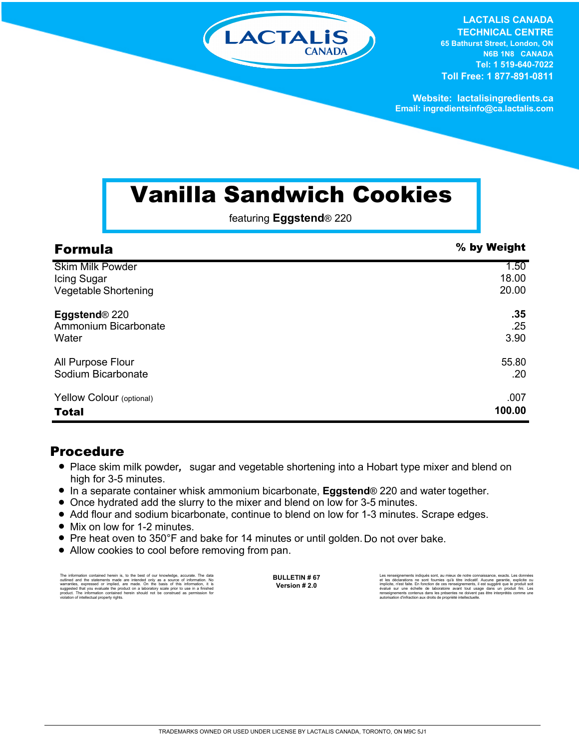LACTALIS CANADA

**LACTALIS CANADA TECHNICAL CENTRE**
**65 Bathurst Street, London, ON**
**N6B 1N8 CANADA**
**Tel: 1 519-640-7022**
**Toll Free: 1 877-891-0811**

**Website: lactalisingredients.ca**
**Email: ingredientsinfo@ca.lactalis.com**

# Vanilla Sandwich Cookies

featuring **Eggstend**® 220

## Formula

| Formula | % by Weight |
|---|---|
| Skim Milk Powder | 1.50 |
| Icing Sugar | 18.00 |
| Vegetable Shortening | 20.00 |
| **Eggstend**® 220 | **.35** |
| Ammonium Bicarbonate | .25 |
| Water | 3.90 |
| All Purpose Flour | 55.80 |
| Sodium Bicarbonate | .20 |
| Yellow Colour (optional) | .007 |
| **Total** | **100.00** |

## Procedure

- Place skim milk powder, sugar and vegetable shortening into a Hobart type mixer and blend on high for 3-5 minutes.
- In a separate container whisk ammonium bicarbonate, **Eggstend**® 220 and water together.
- Once hydrated add the slurry to the mixer and blend on low for 3-5 minutes.
- Add flour and sodium bicarbonate, continue to blend on low for 1-3 minutes. Scrape edges.
- Mix on low for 1-2 minutes.
- Pre heat oven to 350°F and bake for 14 minutes or until golden. Do not over bake.
- Allow cookies to cool before removing from pan.

The information contained herein is, to the best of our knowledge, accurate. The data outlined and the statements made are intended only as a source of information. No warranties, expressed or implied, are made. On the basis of this information, it is suggested that you evaluate the product on a laboratory scale prior to use in a finished product. The information contained herein should not be construed as permission for violation of intellectual property rights.

**BULLETIN # 67**
**Version # 2.0**

Les renseignements indiqués sont, au mieux de notre connaissance, exacts. Les données et les déclarations ne sont fournies qu'à titre indicatif. Aucune garantie, explicite ou implicite, n'est faite. En fonction de ces renseignements, il est suggéré que le produit soit évalué sur une échelle de laboratoire avant tout usage dans un produit fini. Les renseignements contenus dans les présentes ne doivent pas être interprétés comme une autorisation d'infraction aux droits de propriété intellectuelle.

TRADEMARKS OWNED OR USED UNDER LICENSE BY LACTALIS CANADA, TORONTO, ON M9C 5J1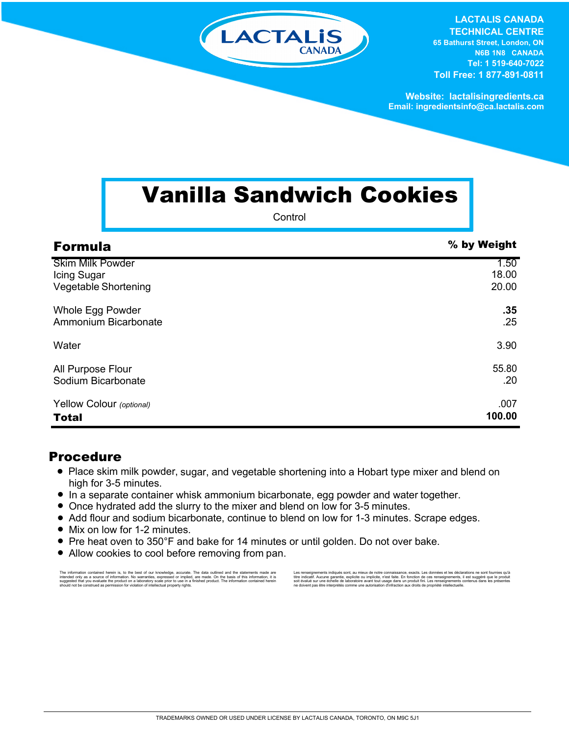LACTALIS CANADA

**LACTALIS CANADA TECHNICAL CENTRE**
65 Bathurst Street, London, ON
N6B 1N8 CANADA
Tel: 1 519-640-7022
Toll Free: 1 877-891-0811

Website: lactalisingredients.ca
Email: ingredientsinfo@ca.lactalis.com

# Vanilla Sandwich Cookies

Control

| Formula | % by Weight |
|---|---|
| Skim Milk Powder | 1.50 |
| Icing Sugar | 18.00 |
| Vegetable Shortening | 20.00 |
| Whole Egg Powder | **.35** |
| Ammonium Bicarbonate | .25 |
| Water | 3.90 |
| All Purpose Flour | 55.80 |
| Sodium Bicarbonate | .20 |
| Yellow Colour *(optional)* | .007 |
| **Total** | **100.00** |

## Procedure

- Place skim milk powder, sugar, and vegetable shortening into a Hobart type mixer and blend on high for 3-5 minutes.
- In a separate container whisk ammonium bicarbonate, egg powder and water together.
- Once hydrated add the slurry to the mixer and blend on low for 3-5 minutes.
- Add flour and sodium bicarbonate, continue to blend on low for 1-3 minutes. Scrape edges.
- Mix on low for 1-2 minutes.
- Pre heat oven to 350°F and bake for 14 minutes or until golden. Do not over bake.
- Allow cookies to cool before removing from pan.

The information contained herein is, to the best of our knowledge, accurate. The data outlined and the statements made are intended only as a source of information. No warranties, expressed or implied, are made. On the basis of this information, it is suggested that you evaluate the product on a laboratory scale prior to use in a finished product. The information contained herein should not be construed as permission for violation of intellectual property rights.

Les renseignements indiqués sont, au mieux de notre connaissance, exacts. Les données et les déclarations ne sont fournies qu'à titre indicatif. Aucune garantie, explicite ou implicite, n'est faite. En fonction de ces renseignements, il est suggéré que le produit soit évalué sur une échelle de laboratoire avant tout usage dans un produit fini. Les renseignements contenus dans les présentes ne doivent pas être interprétés comme une autorisation d'infraction aux droits de propriété intellectuelle.

TRADEMARKS OWNED OR USED UNDER LICENSE BY LACTALIS CANADA, TORONTO, ON M9C 5J1